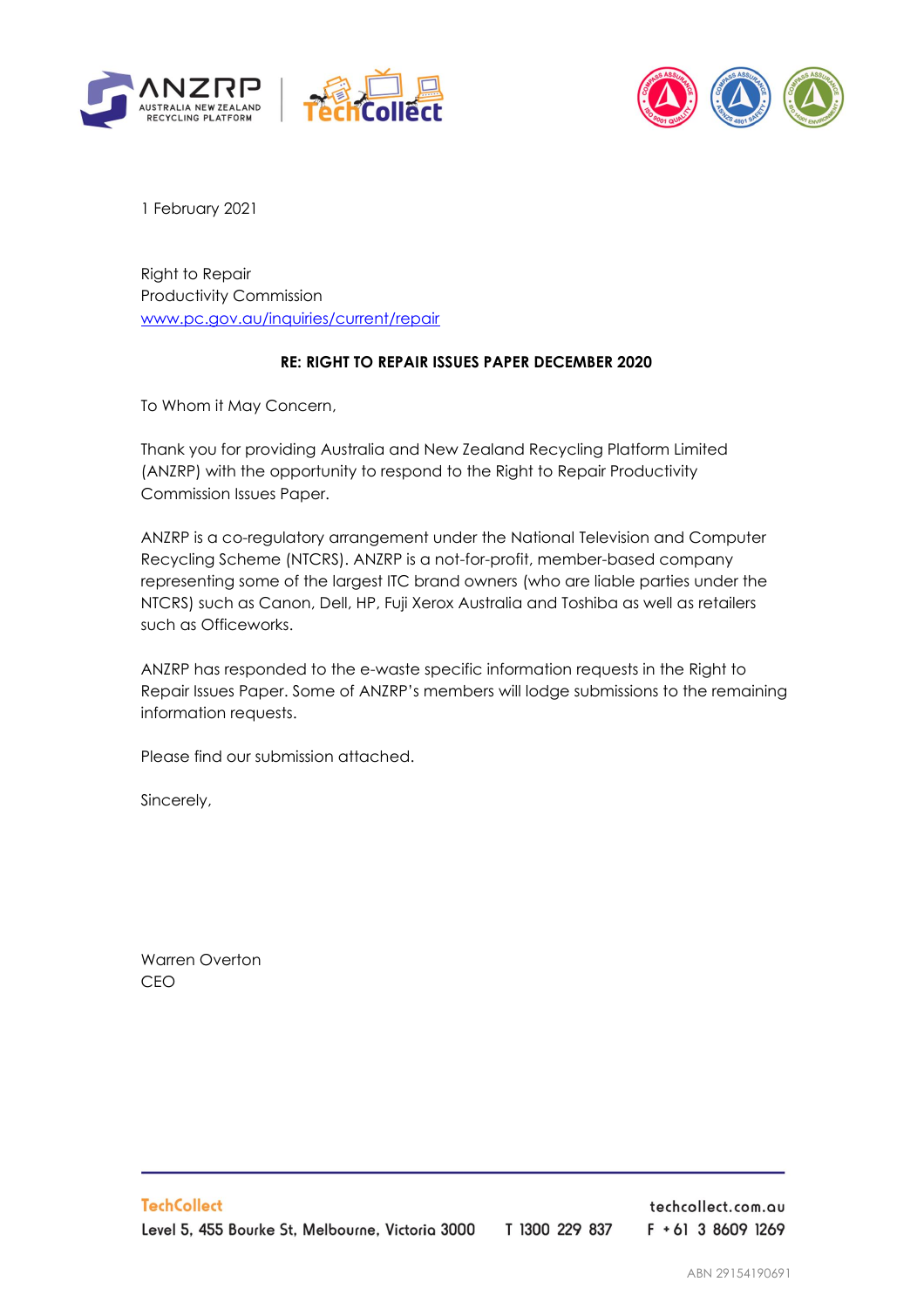1 February 2021

Right to Repair
Productivity Commission
www.pc.gov.au/inquiries/current/repair

**RE: RIGHT TO REPAIR ISSUES PAPER DECEMBER 2020**

To Whom it May Concern,

Thank you for providing Australia and New Zealand Recycling Platform Limited (ANZRP) with the opportunity to respond to the Right to Repair Productivity Commission Issues Paper.

ANZRP is a co-regulatory arrangement under the National Television and Computer Recycling Scheme (NTCRS). ANZRP is a not-for-profit, member-based company representing some of the largest ITC brand owners (who are liable parties under the NTCRS) such as Canon, Dell, HP, Fuji Xerox Australia and Toshiba as well as retailers such as Officeworks.

ANZRP has responded to the e-waste specific information requests in the Right to Repair Issues Paper. Some of ANZRP's members will lodge submissions to the remaining information requests.

Please find our submission attached.

Sincerely,

Warren Overton
CEO

TechCollect
Level 5, 455 Bourke St, Melbourne, Victoria 3000 T 1300 229 837 techcollect.com.au F +61 3 8609 1269

ABN 29154190691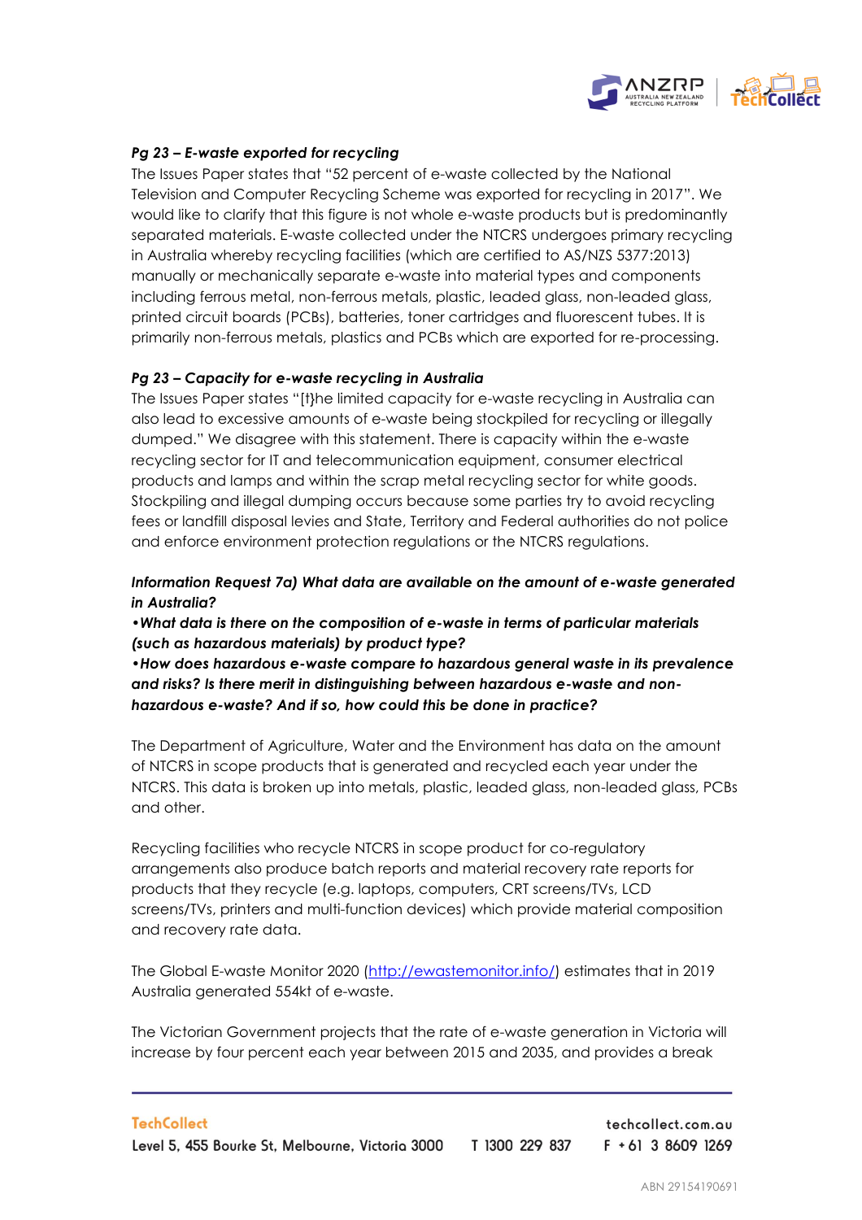***Pg 23 – E-waste exported for recycling***

The Issues Paper states that "52 percent of e-waste collected by the National Television and Computer Recycling Scheme was exported for recycling in 2017". We would like to clarify that this figure is not whole e-waste products but is predominantly separated materials. E-waste collected under the NTCRS undergoes primary recycling in Australia whereby recycling facilities (which are certified to AS/NZS 5377:2013) manually or mechanically separate e-waste into material types and components including ferrous metal, non-ferrous metals, plastic, leaded glass, non-leaded glass, printed circuit boards (PCBs), batteries, toner cartridges and fluorescent tubes. It is primarily non-ferrous metals, plastics and PCBs which are exported for re-processing.

***Pg 23 – Capacity for e-waste recycling in Australia***

The Issues Paper states "[t}he limited capacity for e-waste recycling in Australia can also lead to excessive amounts of e-waste being stockpiled for recycling or illegally dumped." We disagree with this statement. There is capacity within the e-waste recycling sector for IT and telecommunication equipment, consumer electrical products and lamps and within the scrap metal recycling sector for white goods. Stockpiling and illegal dumping occurs because some parties try to avoid recycling fees or landfill disposal levies and State, Territory and Federal authorities do not police and enforce environment protection regulations or the NTCRS regulations.

***Information Request 7a) What data are available on the amount of e-waste generated in Australia?***

***•What data is there on the composition of e-waste in terms of particular materials (such as hazardous materials) by product type?***

***•How does hazardous e-waste compare to hazardous general waste in its prevalence and risks? Is there merit in distinguishing between hazardous e-waste and non-hazardous e-waste? And if so, how could this be done in practice?***

The Department of Agriculture, Water and the Environment has data on the amount of NTCRS in scope products that is generated and recycled each year under the NTCRS. This data is broken up into metals, plastic, leaded glass, non-leaded glass, PCBs and other.

Recycling facilities who recycle NTCRS in scope product for co-regulatory arrangements also produce batch reports and material recovery rate reports for products that they recycle (e.g. laptops, computers, CRT screens/TVs, LCD screens/TVs, printers and multi-function devices) which provide material composition and recovery rate data.

The Global E-waste Monitor 2020 (http://ewastemonitor.info/) estimates that in 2019 Australia generated 554kt of e-waste.

The Victorian Government projects that the rate of e-waste generation in Victoria will increase by four percent each year between 2015 and 2035, and provides a break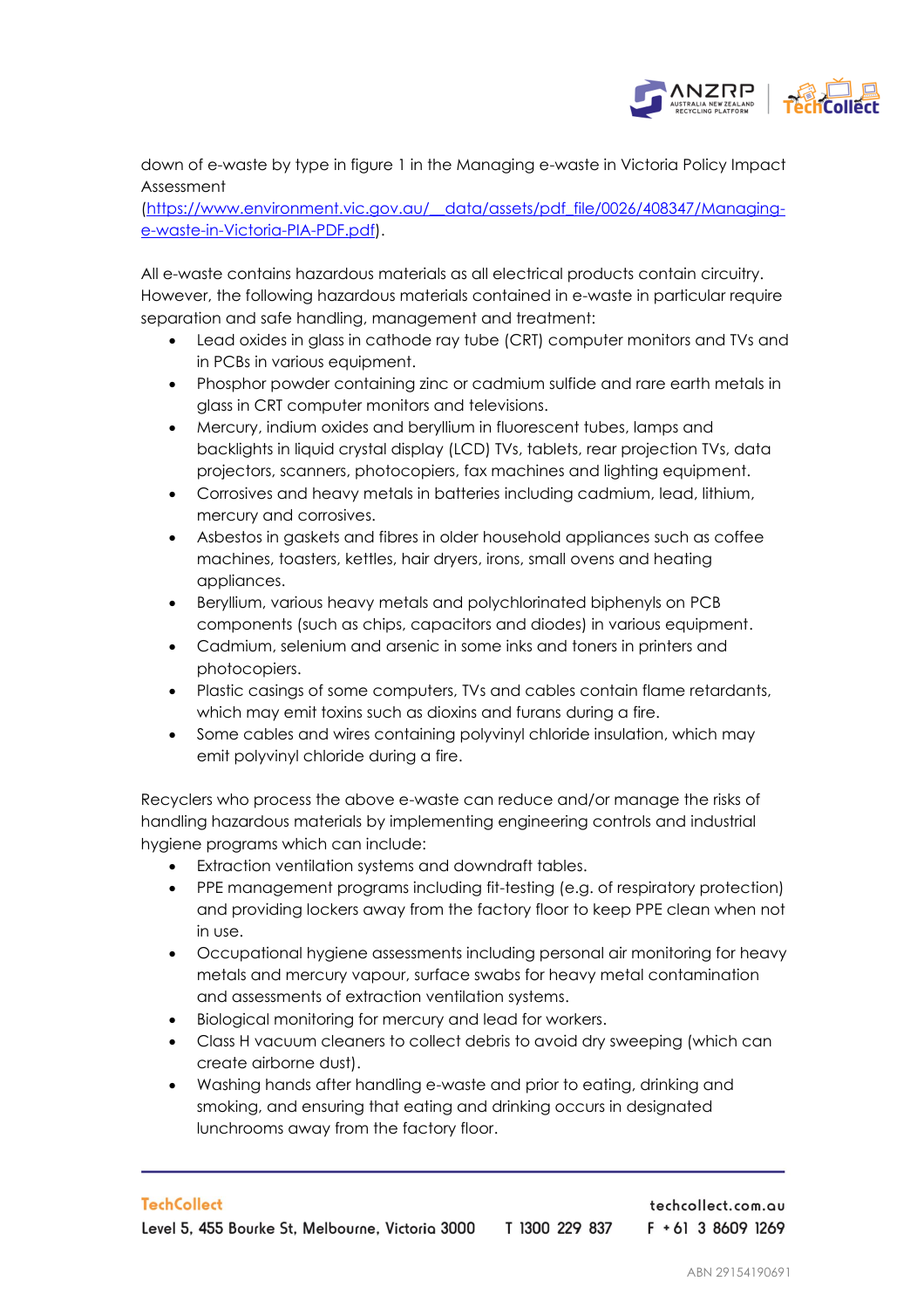down of e-waste by type in figure 1 in the Managing e-waste in Victoria Policy Impact Assessment (https://www.environment.vic.gov.au/__data/assets/pdf_file/0026/408347/Managing-e-waste-in-Victoria-PIA-PDF.pdf).

All e-waste contains hazardous materials as all electrical products contain circuitry. However, the following hazardous materials contained in e-waste in particular require separation and safe handling, management and treatment:

- Lead oxides in glass in cathode ray tube (CRT) computer monitors and TVs and in PCBs in various equipment.
- Phosphor powder containing zinc or cadmium sulfide and rare earth metals in glass in CRT computer monitors and televisions.
- Mercury, indium oxides and beryllium in fluorescent tubes, lamps and backlights in liquid crystal display (LCD) TVs, tablets, rear projection TVs, data projectors, scanners, photocopiers, fax machines and lighting equipment.
- Corrosives and heavy metals in batteries including cadmium, lead, lithium, mercury and corrosives.
- Asbestos in gaskets and fibres in older household appliances such as coffee machines, toasters, kettles, hair dryers, irons, small ovens and heating appliances.
- Beryllium, various heavy metals and polychlorinated biphenyls on PCB components (such as chips, capacitors and diodes) in various equipment.
- Cadmium, selenium and arsenic in some inks and toners in printers and photocopiers.
- Plastic casings of some computers, TVs and cables contain flame retardants, which may emit toxins such as dioxins and furans during a fire.
- Some cables and wires containing polyvinyl chloride insulation, which may emit polyvinyl chloride during a fire.

Recyclers who process the above e-waste can reduce and/or manage the risks of handling hazardous materials by implementing engineering controls and industrial hygiene programs which can include:

- Extraction ventilation systems and downdraft tables.
- PPE management programs including fit-testing (e.g. of respiratory protection) and providing lockers away from the factory floor to keep PPE clean when not in use.
- Occupational hygiene assessments including personal air monitoring for heavy metals and mercury vapour, surface swabs for heavy metal contamination and assessments of extraction ventilation systems.
- Biological monitoring for mercury and lead for workers.
- Class H vacuum cleaners to collect debris to avoid dry sweeping (which can create airborne dust).
- Washing hands after handling e-waste and prior to eating, drinking and smoking, and ensuring that eating and drinking occurs in designated lunchrooms away from the factory floor.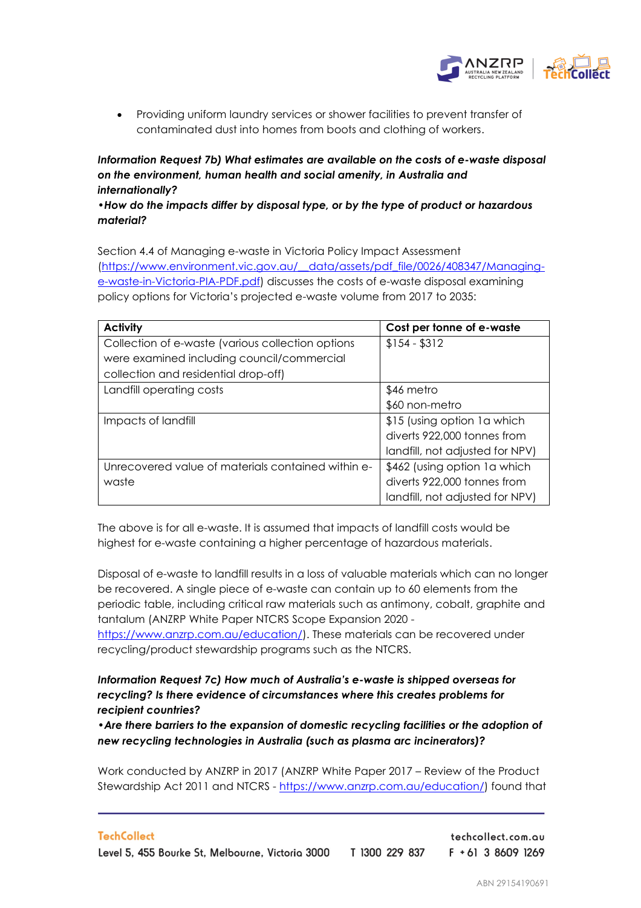- Providing uniform laundry services or shower facilities to prevent transfer of contaminated dust into homes from boots and clothing of workers.

***Information Request 7b) What estimates are available on the costs of e-waste disposal on the environment, human health and social amenity, in Australia and internationally?***
***•How do the impacts differ by disposal type, or by the type of product or hazardous material?***

Section 4.4 of Managing e-waste in Victoria Policy Impact Assessment (https://www.environment.vic.gov.au/__data/assets/pdf_file/0026/408347/Managing-e-waste-in-Victoria-PIA-PDF.pdf) discusses the costs of e-waste disposal examining policy options for Victoria's projected e-waste volume from 2017 to 2035:

| Activity | Cost per tonne of e-waste |
|---|---|
| Collection of e-waste (various collection options were examined including council/commercial collection and residential drop-off) | $154 - $312 |
| Landfill operating costs | $46 metro<br>$60 non-metro |
| Impacts of landfill | $15 (using option 1a which diverts 922,000 tonnes from landfill, not adjusted for NPV) |
| Unrecovered value of materials contained within e-waste | $462 (using option 1a which diverts 922,000 tonnes from landfill, not adjusted for NPV) |

The above is for all e-waste. It is assumed that impacts of landfill costs would be highest for e-waste containing a higher percentage of hazardous materials.

Disposal of e-waste to landfill results in a loss of valuable materials which can no longer be recovered. A single piece of e-waste can contain up to 60 elements from the periodic table, including critical raw materials such as antimony, cobalt, graphite and tantalum (ANZRP White Paper NTCRS Scope Expansion 2020 - https://www.anzrp.com.au/education/). These materials can be recovered under recycling/product stewardship programs such as the NTCRS.

***Information Request 7c) How much of Australia's e-waste is shipped overseas for recycling? Is there evidence of circumstances where this creates problems for recipient countries?***
***•Are there barriers to the expansion of domestic recycling facilities or the adoption of new recycling technologies in Australia (such as plasma arc incinerators)?***

Work conducted by ANZRP in 2017 (ANZRP White Paper 2017 – Review of the Product Stewardship Act 2011 and NTCRS - https://www.anzrp.com.au/education/) found that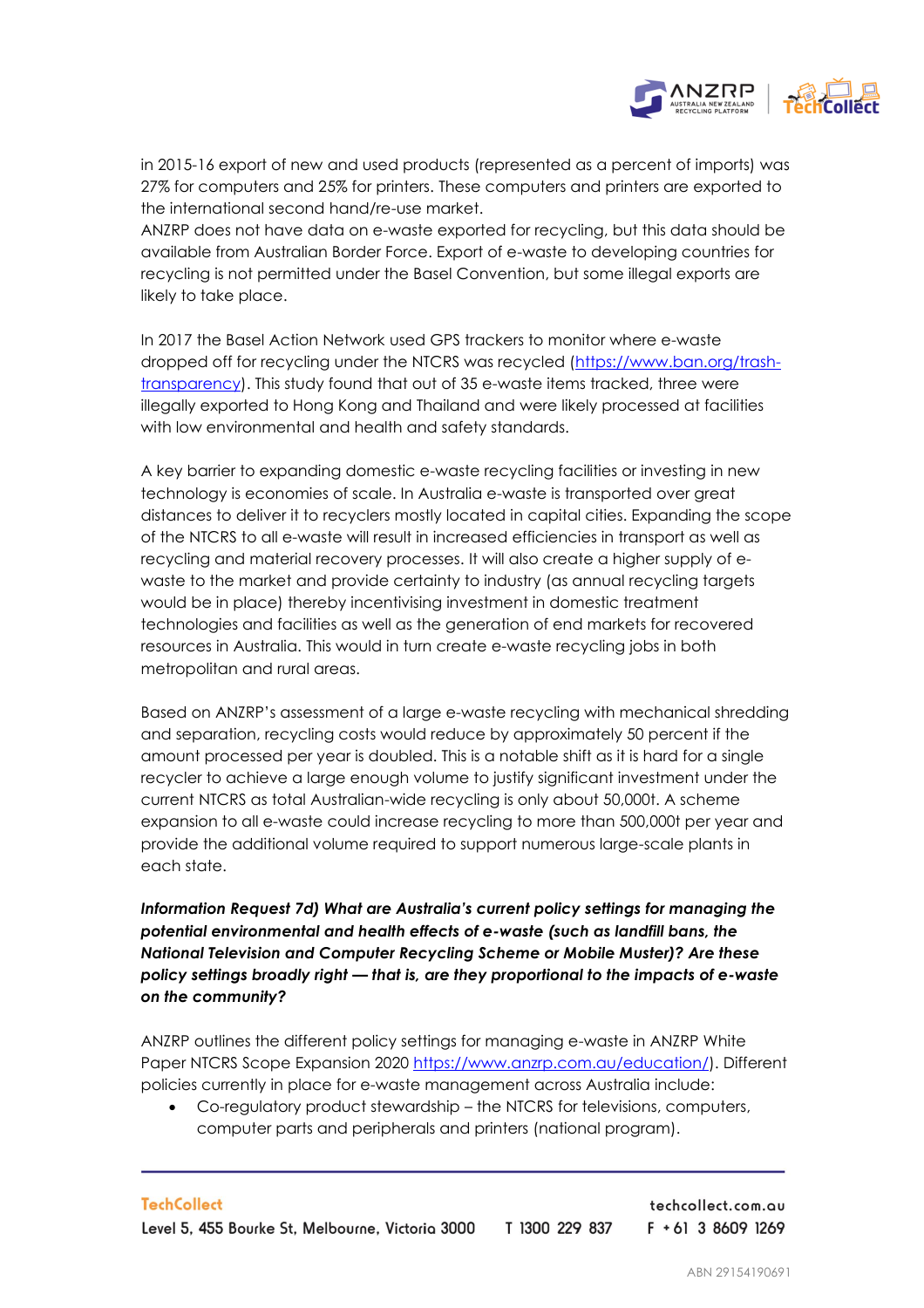in 2015-16 export of new and used products (represented as a percent of imports) was 27% for computers and 25% for printers. These computers and printers are exported to the international second hand/re-use market.
ANZRP does not have data on e-waste exported for recycling, but this data should be available from Australian Border Force. Export of e-waste to developing countries for recycling is not permitted under the Basel Convention, but some illegal exports are likely to take place.

In 2017 the Basel Action Network used GPS trackers to monitor where e-waste dropped off for recycling under the NTCRS was recycled (https://www.ban.org/trash-transparency). This study found that out of 35 e-waste items tracked, three were illegally exported to Hong Kong and Thailand and were likely processed at facilities with low environmental and health and safety standards.

A key barrier to expanding domestic e-waste recycling facilities or investing in new technology is economies of scale. In Australia e-waste is transported over great distances to deliver it to recyclers mostly located in capital cities. Expanding the scope of the NTCRS to all e-waste will result in increased efficiencies in transport as well as recycling and material recovery processes. It will also create a higher supply of e-waste to the market and provide certainty to industry (as annual recycling targets would be in place) thereby incentivising investment in domestic treatment technologies and facilities as well as the generation of end markets for recovered resources in Australia. This would in turn create e-waste recycling jobs in both metropolitan and rural areas.

Based on ANZRP's assessment of a large e-waste recycling with mechanical shredding and separation, recycling costs would reduce by approximately 50 percent if the amount processed per year is doubled. This is a notable shift as it is hard for a single recycler to achieve a large enough volume to justify significant investment under the current NTCRS as total Australian-wide recycling is only about 50,000t. A scheme expansion to all e-waste could increase recycling to more than 500,000t per year and provide the additional volume required to support numerous large-scale plants in each state.

***Information Request 7d) What are Australia's current policy settings for managing the potential environmental and health effects of e-waste (such as landfill bans, the National Television and Computer Recycling Scheme or Mobile Muster)? Are these policy settings broadly right — that is, are they proportional to the impacts of e-waste on the community?***

ANZRP outlines the different policy settings for managing e-waste in ANZRP White Paper NTCRS Scope Expansion 2020 https://www.anzrp.com.au/education/). Different policies currently in place for e-waste management across Australia include:

- Co-regulatory product stewardship – the NTCRS for televisions, computers, computer parts and peripherals and printers (national program).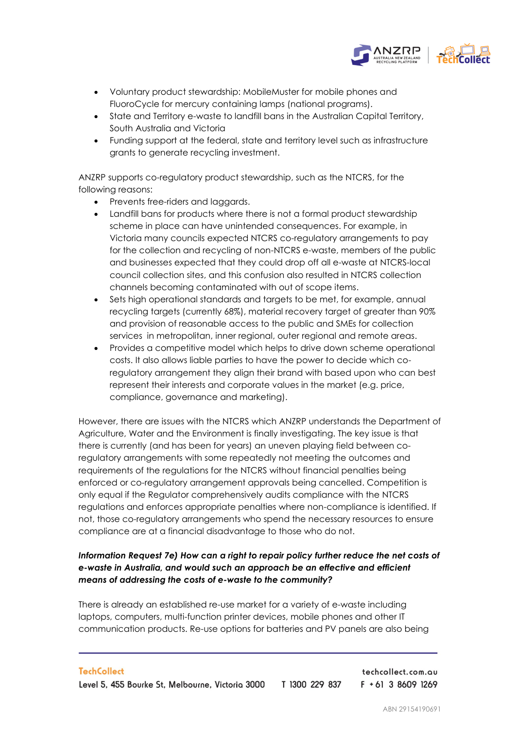- Voluntary product stewardship: MobileMuster for mobile phones and FluoroCycle for mercury containing lamps (national programs).
- State and Territory e-waste to landfill bans in the Australian Capital Territory, South Australia and Victoria
- Funding support at the federal, state and territory level such as infrastructure grants to generate recycling investment.

ANZRP supports co-regulatory product stewardship, such as the NTCRS, for the following reasons:

- Prevents free-riders and laggards.
- Landfill bans for products where there is not a formal product stewardship scheme in place can have unintended consequences. For example, in Victoria many councils expected NTCRS co-regulatory arrangements to pay for the collection and recycling of non-NTCRS e-waste, members of the public and businesses expected that they could drop off all e-waste at NTCRS-local council collection sites, and this confusion also resulted in NTCRS collection channels becoming contaminated with out of scope items.
- Sets high operational standards and targets to be met, for example, annual recycling targets (currently 68%), material recovery target of greater than 90% and provision of reasonable access to the public and SMEs for collection services in metropolitan, inner regional, outer regional and remote areas.
- Provides a competitive model which helps to drive down scheme operational costs. It also allows liable parties to have the power to decide which co-regulatory arrangement they align their brand with based upon who can best represent their interests and corporate values in the market (e.g. price, compliance, governance and marketing).

However, there are issues with the NTCRS which ANZRP understands the Department of Agriculture, Water and the Environment is finally investigating. The key issue is that there is currently (and has been for years) an uneven playing field between co-regulatory arrangements with some repeatedly not meeting the outcomes and requirements of the regulations for the NTCRS without financial penalties being enforced or co-regulatory arrangement approvals being cancelled. Competition is only equal if the Regulator comprehensively audits compliance with the NTCRS regulations and enforces appropriate penalties where non-compliance is identified. If not, those co-regulatory arrangements who spend the necessary resources to ensure compliance are at a financial disadvantage to those who do not.

***Information Request 7e) How can a right to repair policy further reduce the net costs of e-waste in Australia, and would such an approach be an effective and efficient means of addressing the costs of e-waste to the community?***

There is already an established re-use market for a variety of e-waste including laptops, computers, multi-function printer devices, mobile phones and other IT communication products. Re-use options for batteries and PV panels are also being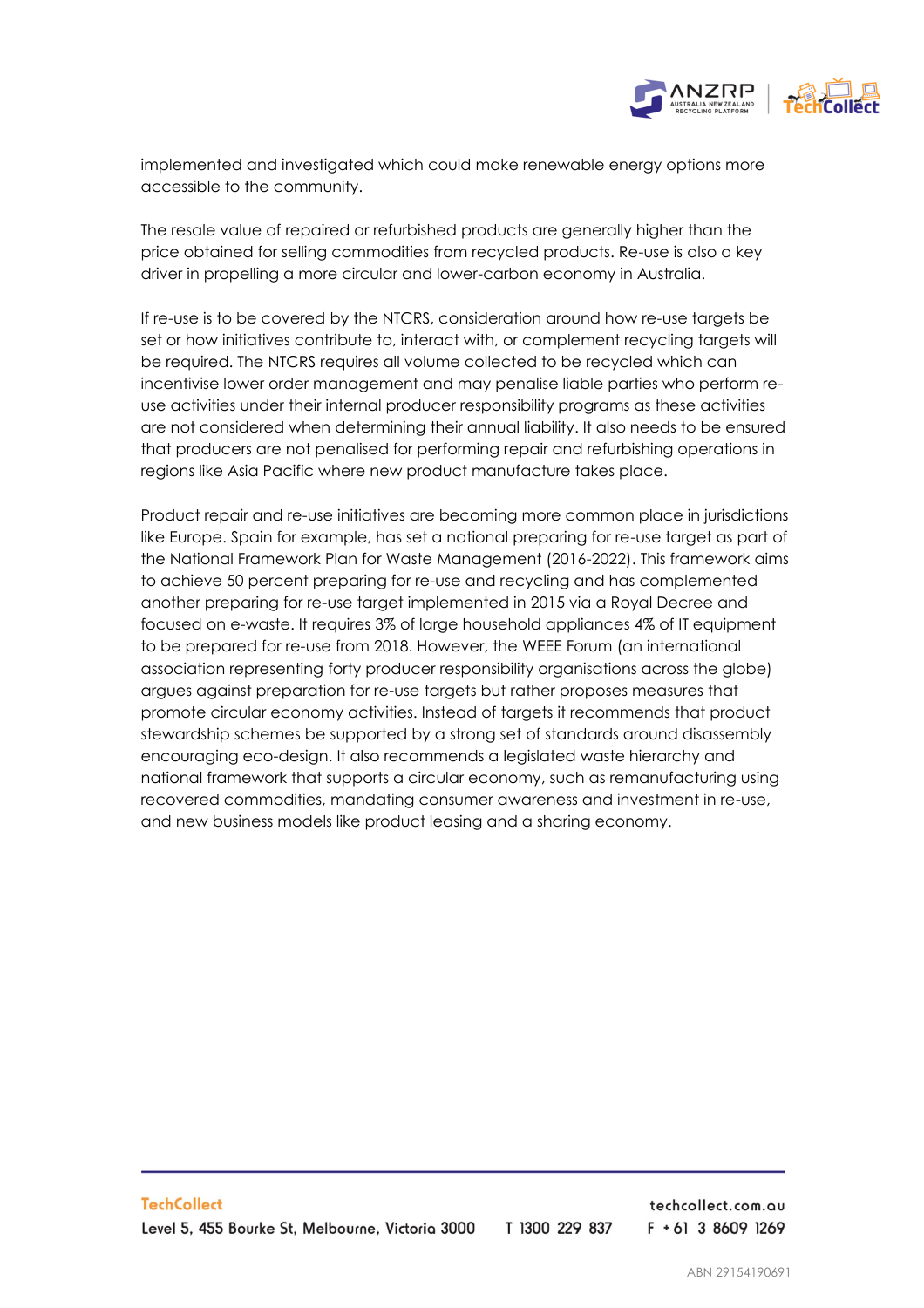implemented and investigated which could make renewable energy options more accessible to the community.

The resale value of repaired or refurbished products are generally higher than the price obtained for selling commodities from recycled products. Re-use is also a key driver in propelling a more circular and lower-carbon economy in Australia.

If re-use is to be covered by the NTCRS, consideration around how re-use targets be set or how initiatives contribute to, interact with, or complement recycling targets will be required. The NTCRS requires all volume collected to be recycled which can incentivise lower order management and may penalise liable parties who perform re-use activities under their internal producer responsibility programs as these activities are not considered when determining their annual liability. It also needs to be ensured that producers are not penalised for performing repair and refurbishing operations in regions like Asia Pacific where new product manufacture takes place.

Product repair and re-use initiatives are becoming more common place in jurisdictions like Europe. Spain for example, has set a national preparing for re-use target as part of the National Framework Plan for Waste Management (2016-2022). This framework aims to achieve 50 percent preparing for re-use and recycling and has complemented another preparing for re-use target implemented in 2015 via a Royal Decree and focused on e-waste. It requires 3% of large household appliances 4% of IT equipment to be prepared for re-use from 2018. However, the WEEE Forum (an international association representing forty producer responsibility organisations across the globe) argues against preparation for re-use targets but rather proposes measures that promote circular economy activities. Instead of targets it recommends that product stewardship schemes be supported by a strong set of standards around disassembly encouraging eco-design. It also recommends a legislated waste hierarchy and national framework that supports a circular economy, such as remanufacturing using recovered commodities, mandating consumer awareness and investment in re-use, and new business models like product leasing and a sharing economy.